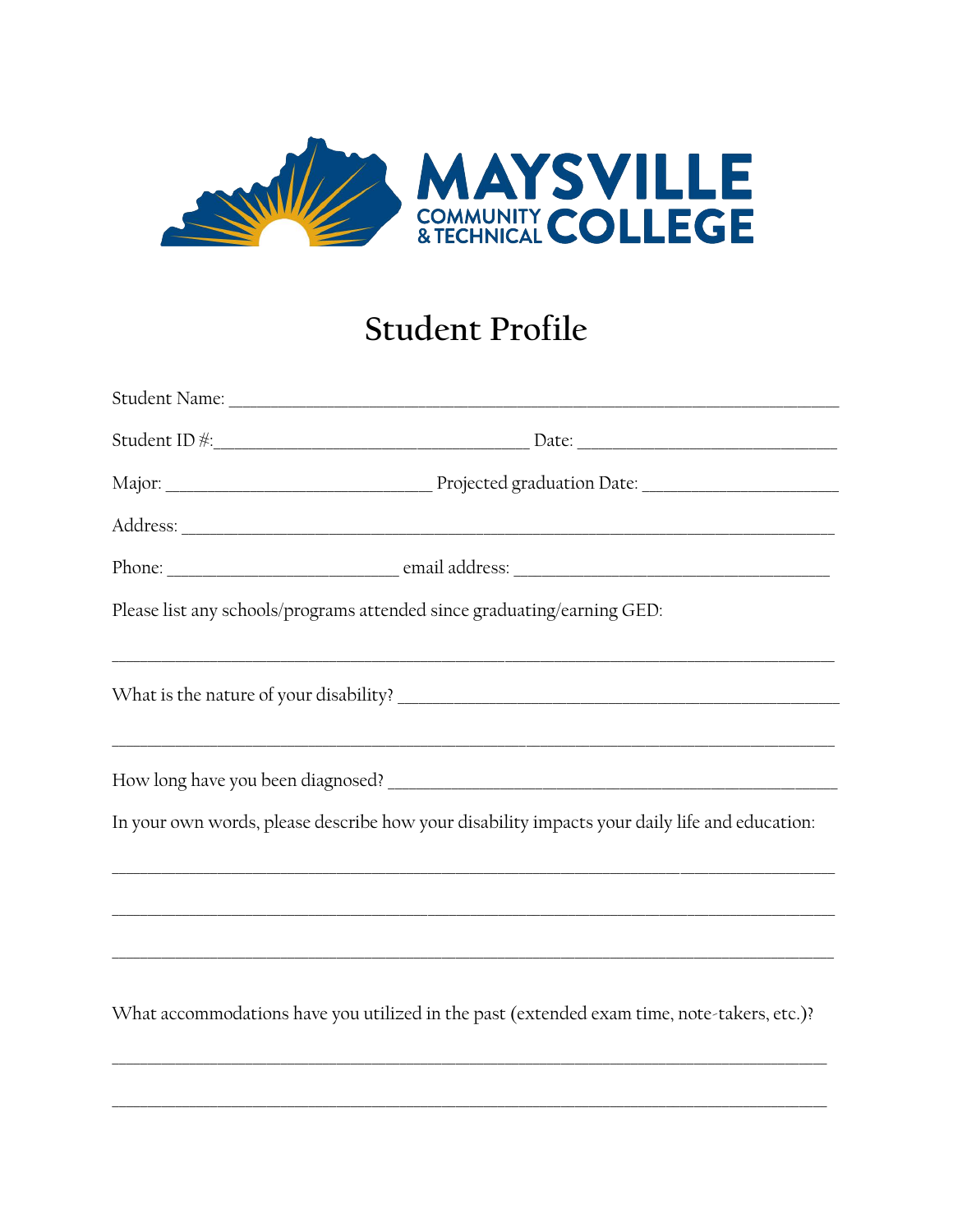MAYSVILLE COMMUNITY & TECHNICAL COLLEGE

# Student Profile

Student Name: ___________________________________________________________________

Student ID #:___________________________________ Date: ____________________________

Major: ______________________________ Projected graduation Date: _____________________

Address: _________________________________________________________________________

Phone: _________________________ email address: ____________________________________

Please list any schools/programs attended since graduating/earning GED:

__________________________________________________________________________________

What is the nature of your disability? _____________________________________________

__________________________________________________________________________________

How long have you been diagnosed? _______________________________________________

In your own words, please describe how your disability impacts your daily life and education:

__________________________________________________________________________________

__________________________________________________________________________________

__________________________________________________________________________________

What accommodations have you utilized in the past (extended exam time, note-takers, etc.)?

__________________________________________________________________________________

__________________________________________________________________________________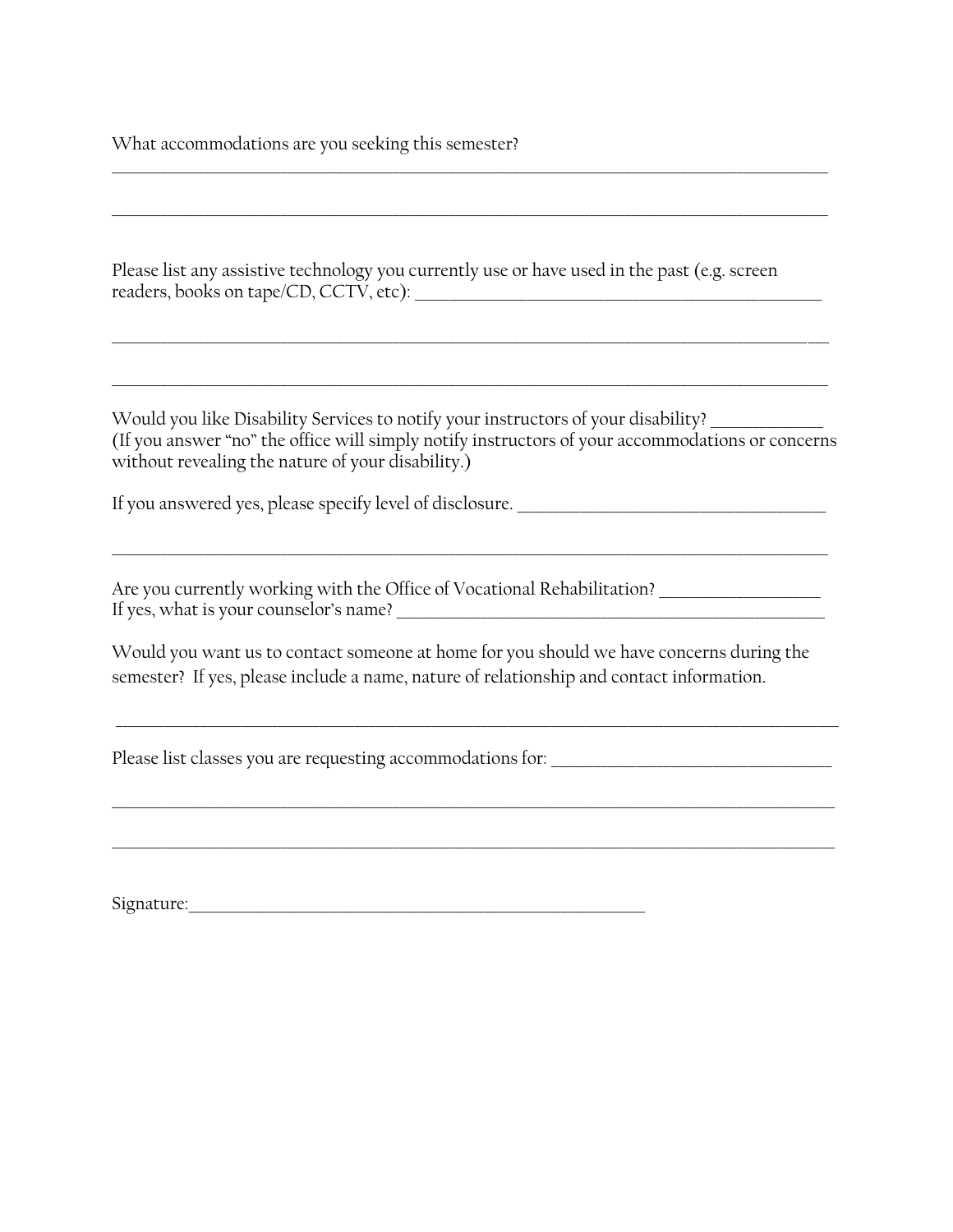What accommodations are you seeking this semester?

______________________________________________________________________________

______________________________________________________________________________

Please list any assistive technology you currently use or have used in the past (e.g. screen readers, books on tape/CD, CCTV, etc): ____________________________________________

______________________________________________________________________________

______________________________________________________________________________

Would you like Disability Services to notify your instructors of your disability? ___________
(If you answer "no" the office will simply notify instructors of your accommodations or concerns without revealing the nature of your disability.)

If you answered yes, please specify level of disclosure. ________________________________

______________________________________________________________________________

Are you currently working with the Office of Vocational Rehabilitation? ________________
If yes, what is your counselor's name? ______________________________________________

Would you want us to contact someone at home for you should we have concerns during the semester? If yes, please include a name, nature of relationship and contact information.

______________________________________________________________________________

Please list classes you are requesting accommodations for: ______________________________

______________________________________________________________________________

______________________________________________________________________________

Signature:_______________________________________________